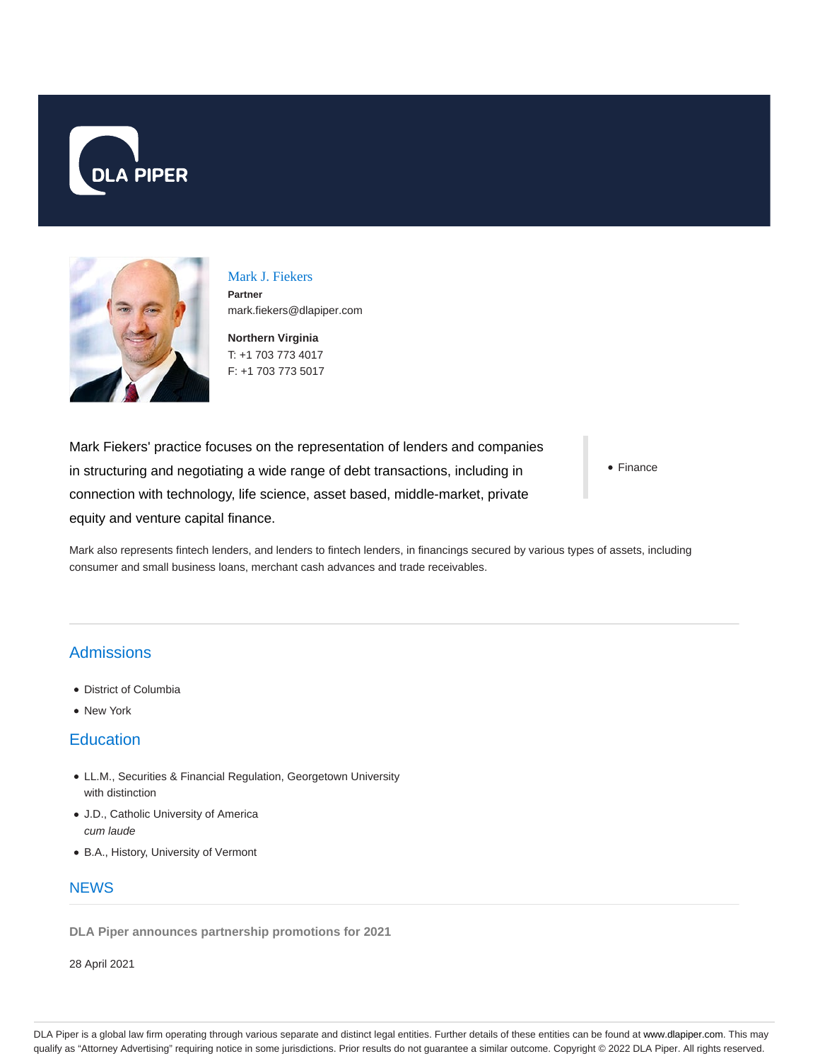# Mark J. Fiekers

**Partner**
mark.fiekers@dlapiper.com

**Northern Virginia**
T: +1 703 773 4017
F: +1 703 773 5017

Mark Fiekers' practice focuses on the representation of lenders and companies in structuring and negotiating a wide range of debt transactions, including in connection with technology, life science, asset based, middle-market, private equity and venture capital finance.

- Finance

Mark also represents fintech lenders, and lenders to fintech lenders, in financings secured by various types of assets, including consumer and small business loans, merchant cash advances and trade receivables.

## Admissions

- District of Columbia
- New York

## Education

- LL.M., Securities & Financial Regulation, Georgetown University
  with distinction
- J.D., Catholic University of America
  *cum laude*
- B.A., History, University of Vermont

## NEWS

**DLA Piper announces partnership promotions for 2021**

28 April 2021

DLA Piper is a global law firm operating through various separate and distinct legal entities. Further details of these entities can be found at www.dlapiper.com. This may qualify as "Attorney Advertising" requiring notice in some jurisdictions. Prior results do not guarantee a similar outcome. Copyright © 2022 DLA Piper. All rights reserved.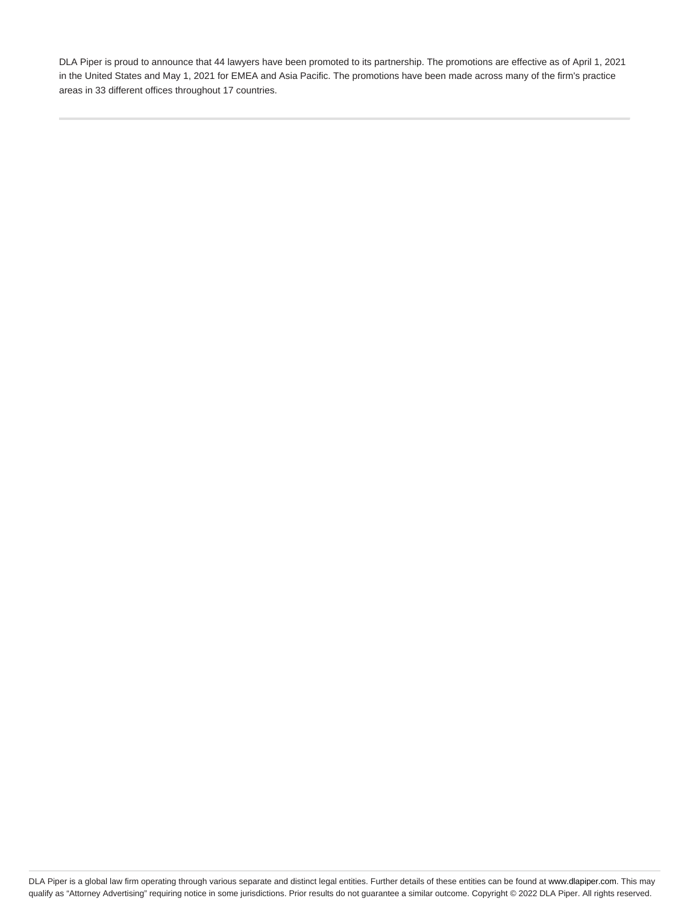DLA Piper is proud to announce that 44 lawyers have been promoted to its partnership. The promotions are effective as of April 1, 2021 in the United States and May 1, 2021 for EMEA and Asia Pacific. The promotions have been made across many of the firm's practice areas in 33 different offices throughout 17 countries.

---